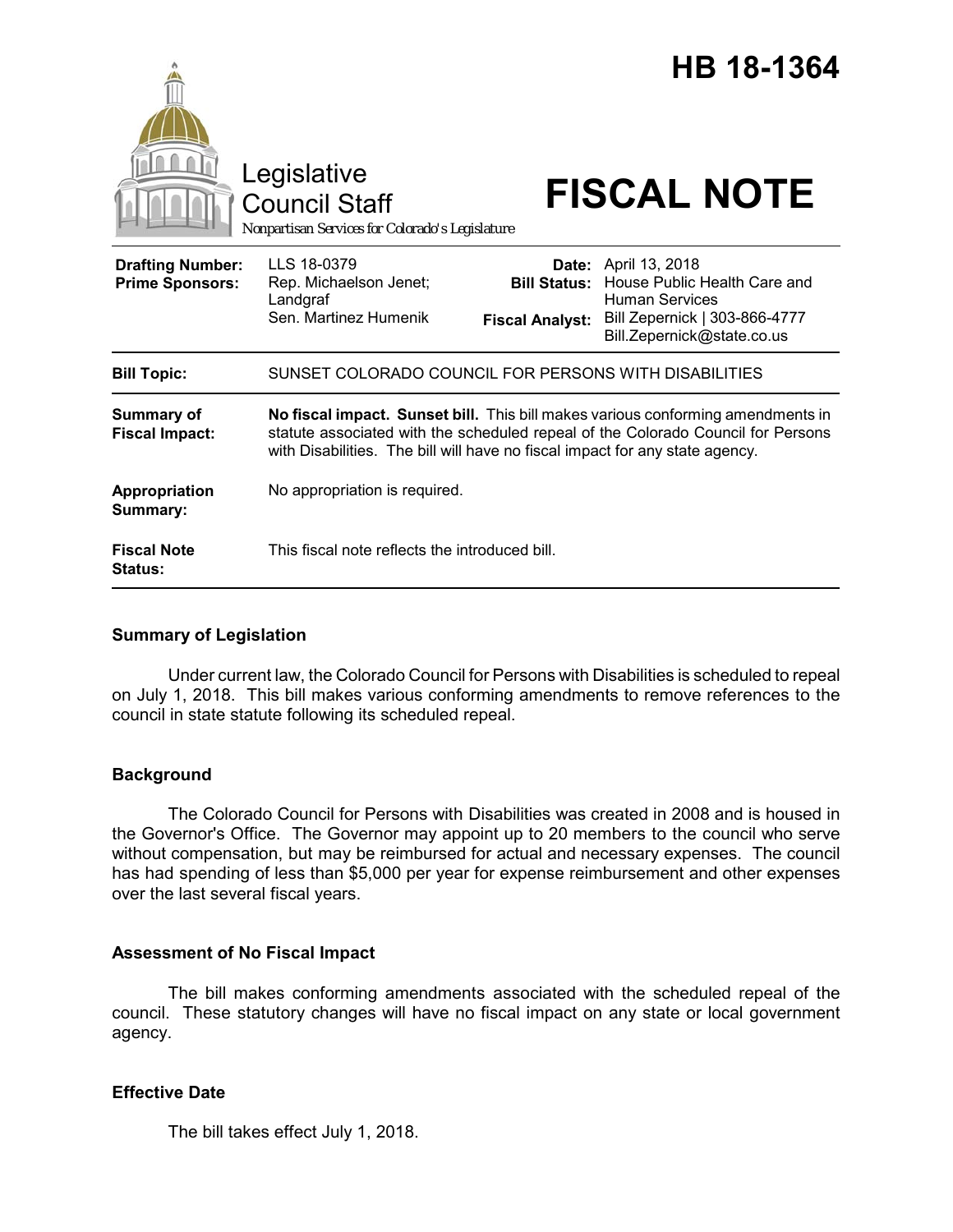# HB 18-1364

Legislative Council Staff

*Nonpartisan Services for Colorado's Legislature*

# FISCAL NOTE

| | | | |
|---|---|---|---|
| **Drafting Number:** | LLS 18-0379 | **Date:** | April 13, 2018 |
| **Prime Sponsors:** | Rep. Michaelson Jenet; Landgraf<br>Sen. Martinez Humenik | **Bill Status:** | House Public Health Care and Human Services |
| | | **Fiscal Analyst:** | Bill Zepernick \| 303-866-4777<br>Bill.Zepernick@state.co.us |

| | |
|---|---|
| **Bill Topic:** | SUNSET COLORADO COUNCIL FOR PERSONS WITH DISABILITIES |
| **Summary of Fiscal Impact:** | **No fiscal impact. Sunset bill.** This bill makes various conforming amendments in statute associated with the scheduled repeal of the Colorado Council for Persons with Disabilities. The bill will have no fiscal impact for any state agency. |
| **Appropriation Summary:** | No appropriation is required. |
| **Fiscal Note Status:** | This fiscal note reflects the introduced bill. |

## Summary of Legislation

Under current law, the Colorado Council for Persons with Disabilities is scheduled to repeal on July 1, 2018. This bill makes various conforming amendments to remove references to the council in state statute following its scheduled repeal.

## Background

The Colorado Council for Persons with Disabilities was created in 2008 and is housed in the Governor's Office. The Governor may appoint up to 20 members to the council who serve without compensation, but may be reimbursed for actual and necessary expenses. The council has had spending of less than $5,000 per year for expense reimbursement and other expenses over the last several fiscal years.

## Assessment of No Fiscal Impact

The bill makes conforming amendments associated with the scheduled repeal of the council. These statutory changes will have no fiscal impact on any state or local government agency.

## Effective Date

The bill takes effect July 1, 2018.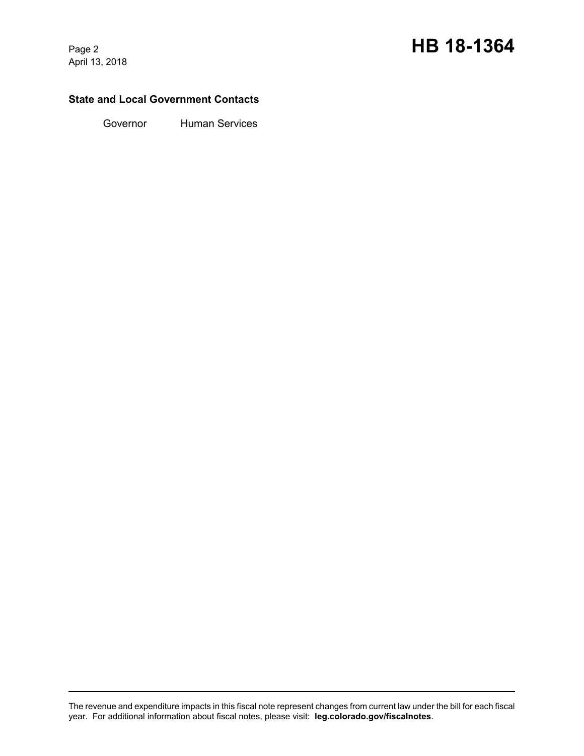### State and Local Government Contacts

Governor    Human Services

The revenue and expenditure impacts in this fiscal note represent changes from current law under the bill for each fiscal year. For additional information about fiscal notes, please visit: **leg.colorado.gov/fiscalnotes**.